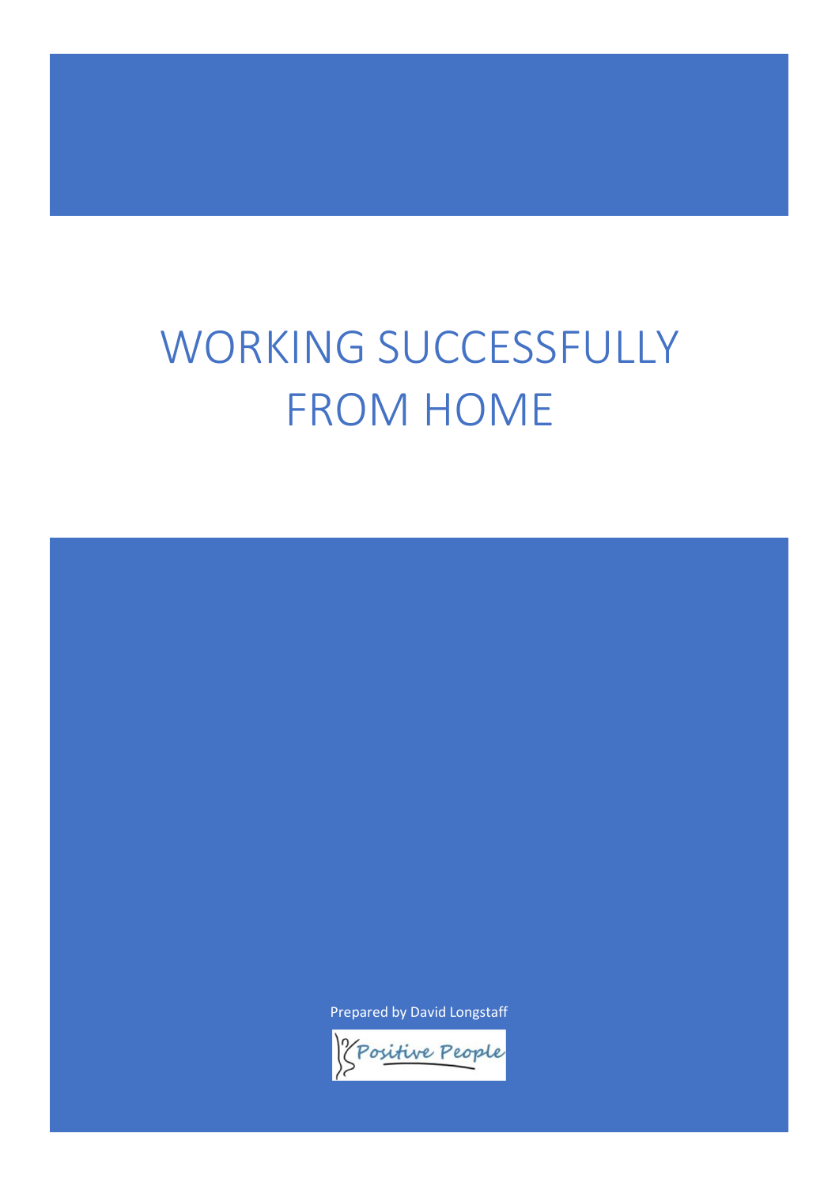# WORKING SUCCESSFULLY FROM HOME

Prepared by David Longstaff

Positive People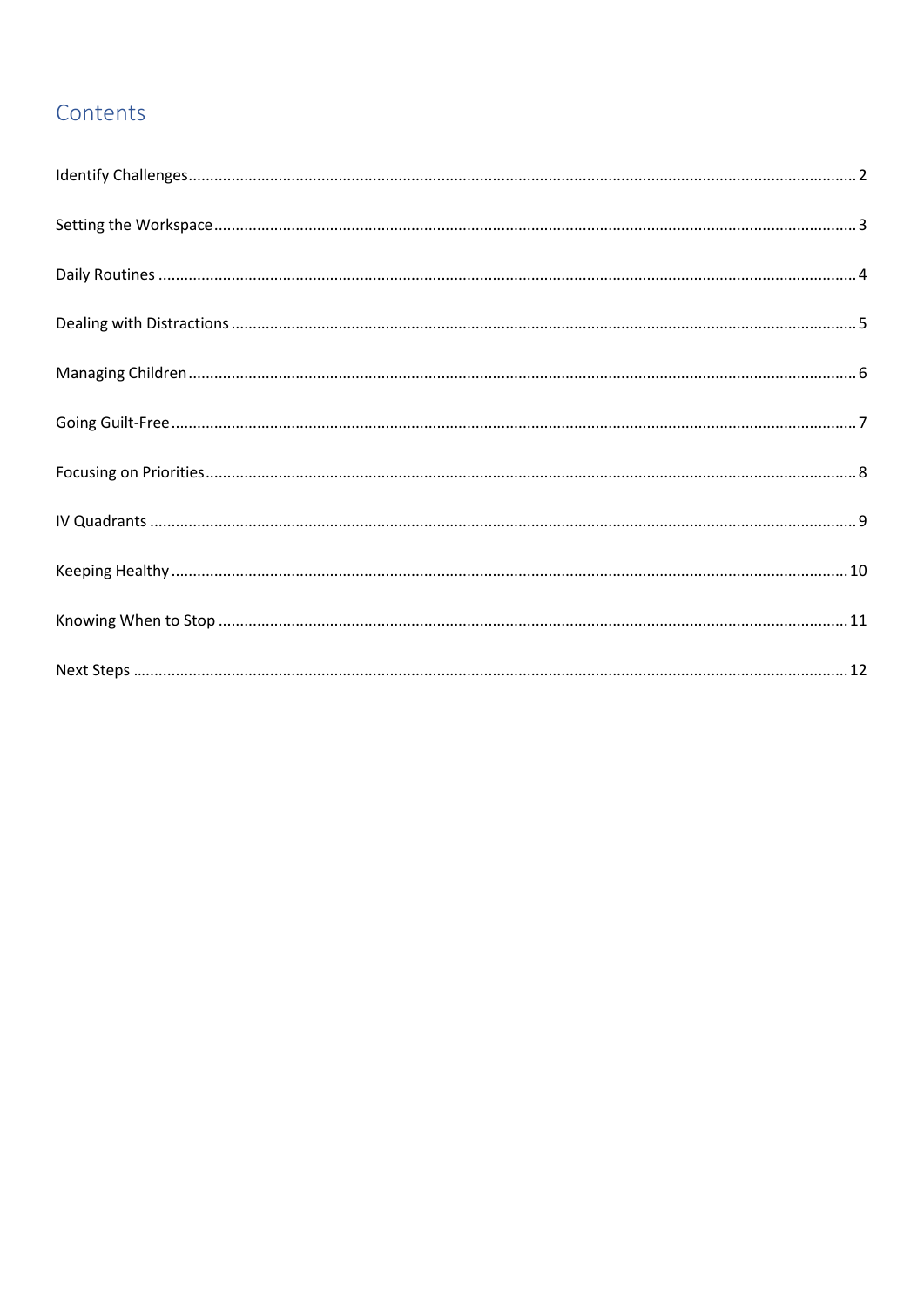## Contents

Identify Challenges .......... 2

Setting the Workspace .......... 3

Daily Routines .......... 4

Dealing with Distractions .......... 5

Managing Children .......... 6

Going Guilt-Free .......... 7

Focusing on Priorities .......... 8

IV Quadrants .......... 9

Keeping Healthy .......... 10

Knowing When to Stop .......... 11

Next Steps .......... 12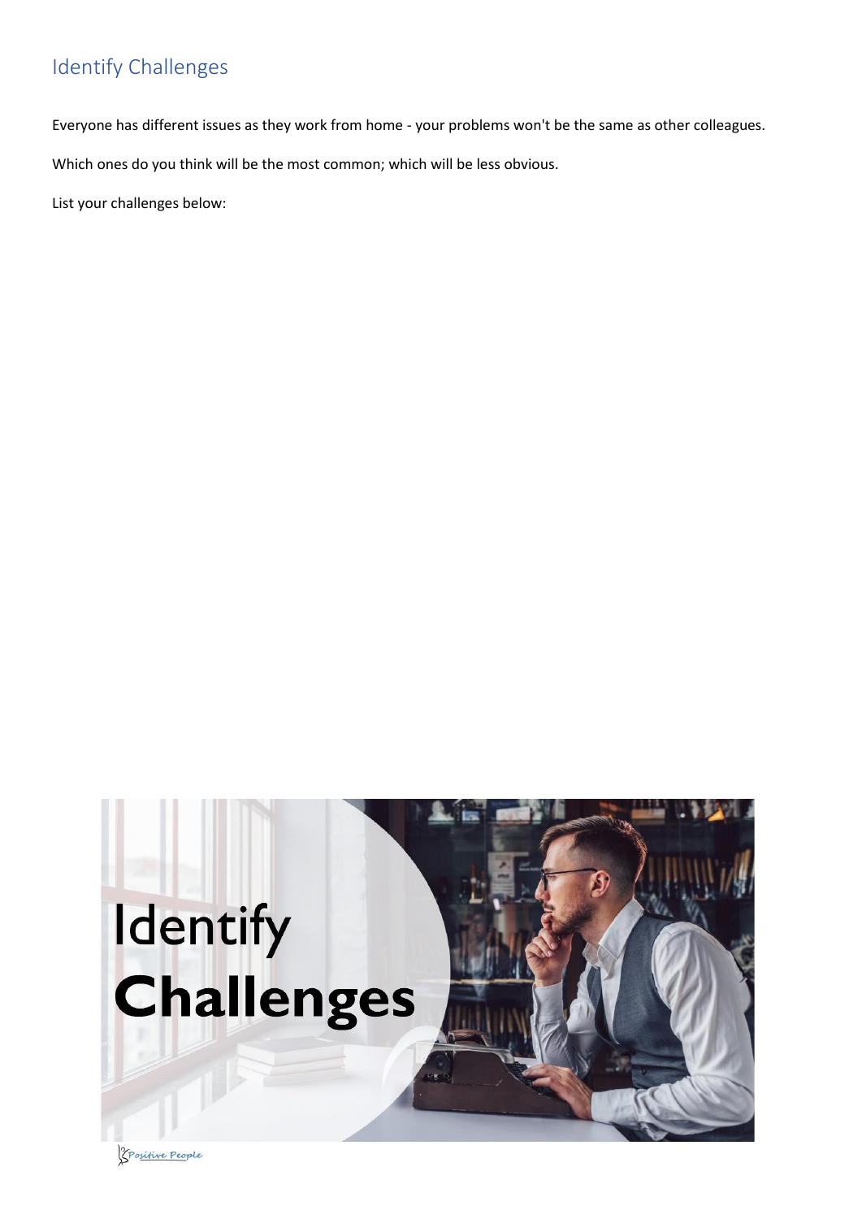## Identify Challenges

Everyone has different issues as they work from home - your problems won't be the same as other colleagues.

Which ones do you think will be the most common; which will be less obvious.

List your challenges below: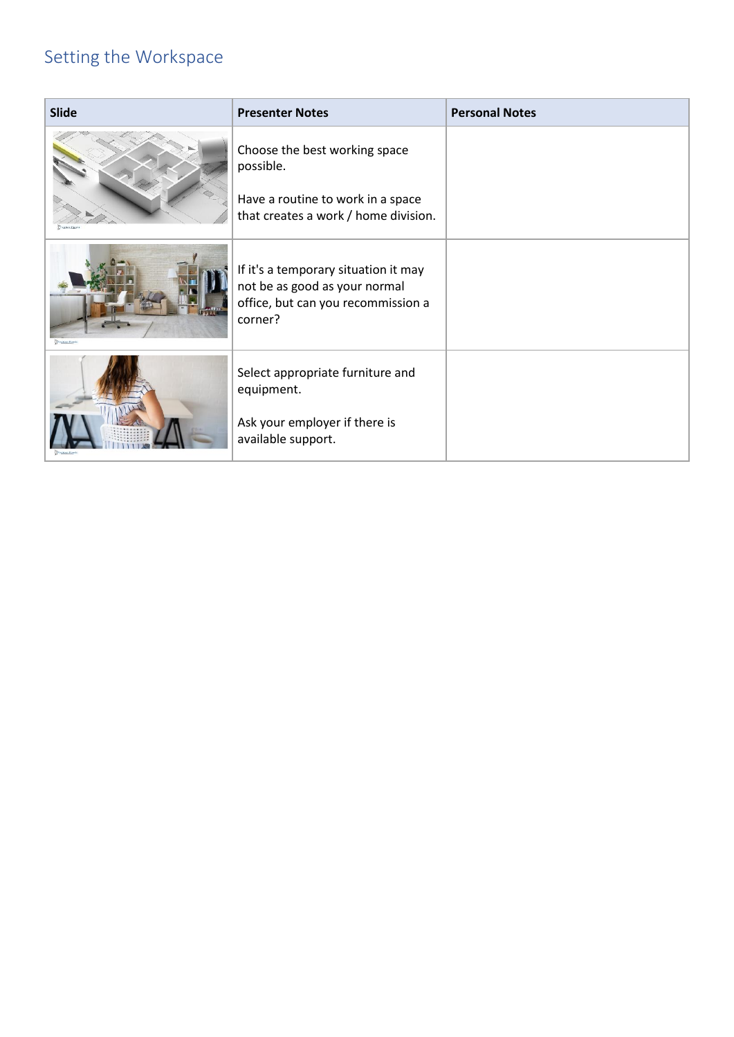## Setting the Workspace

| Slide | Presenter Notes | Personal Notes |
| --- | --- | --- |
| | Choose the best working space possible.<br><br>Have a routine to work in a space that creates a work / home division. | |
| | If it's a temporary situation it may not be as good as your normal office, but can you recommission a corner? | |
| | Select appropriate furniture and equipment.<br><br>Ask your employer if there is available support. | |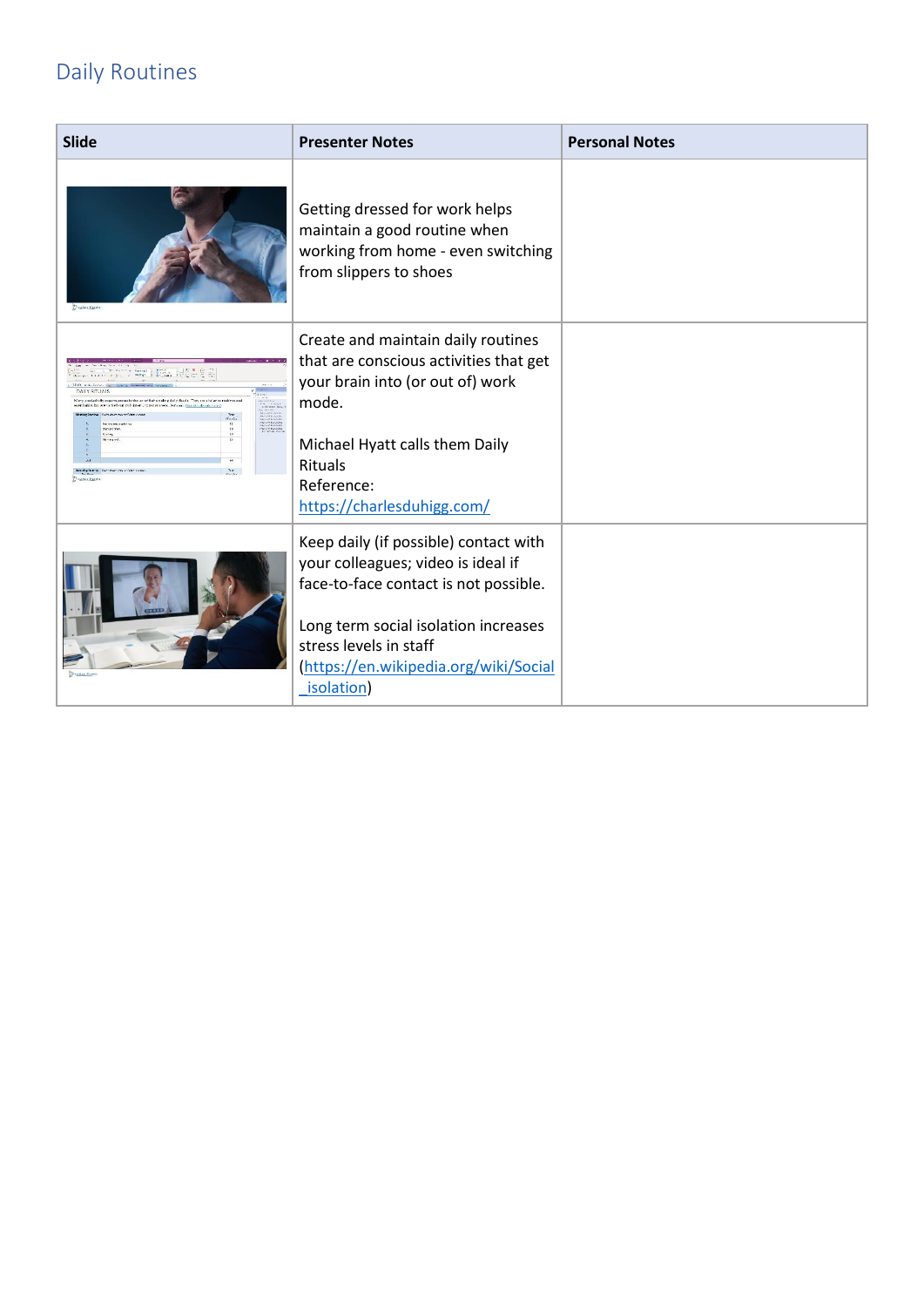## Daily Routines

| Slide | Presenter Notes | Personal Notes |
|---|---|---|
| | Getting dressed for work helps maintain a good routine when working from home - even switching from slippers to shoes | |
| | Create and maintain daily routines that are conscious activities that get your brain into (or out of) work mode.<br><br>Michael Hyatt calls them Daily Rituals<br>Reference:<br>https://charlesduhigg.com/ | |
| | Keep daily (if possible) contact with your colleagues; video is ideal if face-to-face contact is not possible.<br><br>Long term social isolation increases stress levels in staff (https://en.wikipedia.org/wiki/Social_isolation) | |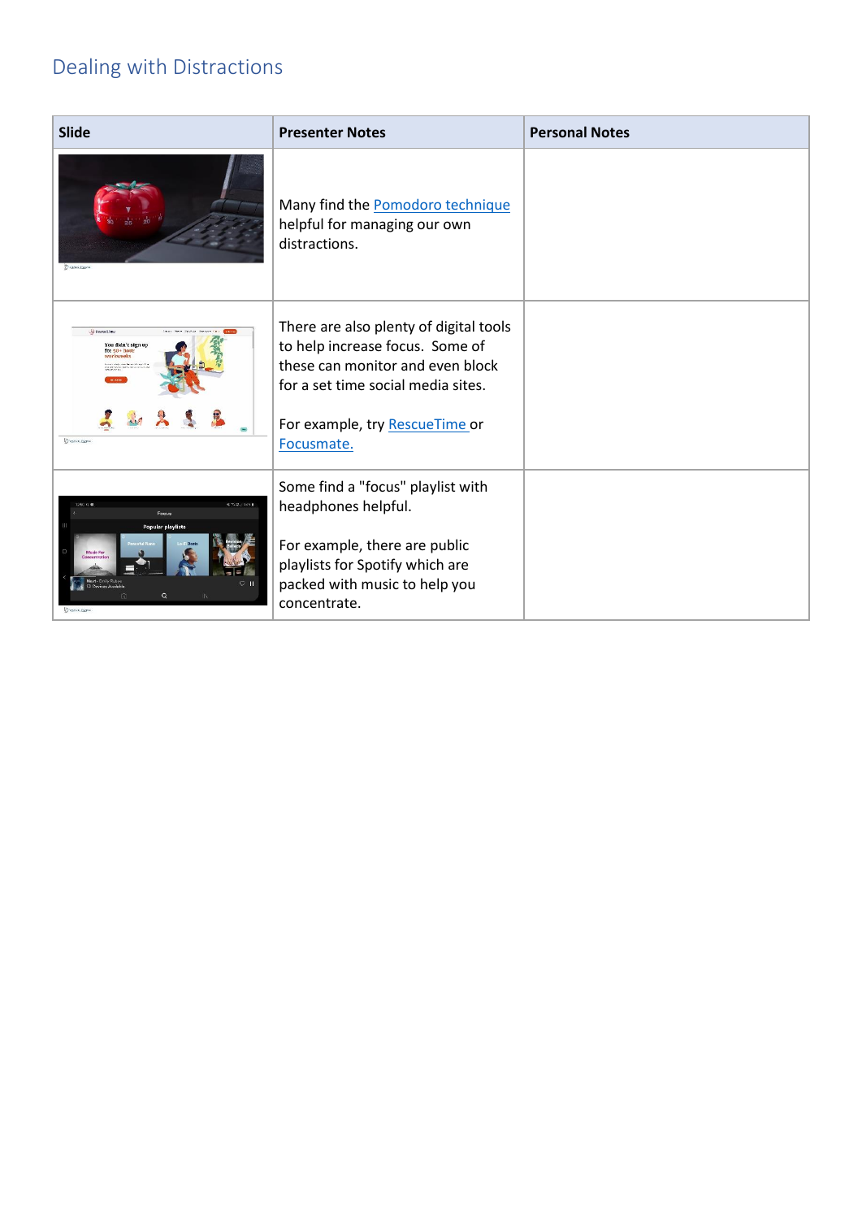## Dealing with Distractions

| Slide | Presenter Notes | Personal Notes |
| --- | --- | --- |
| | Many find the Pomodoro technique helpful for managing our own distractions. | |
| | There are also plenty of digital tools to help increase focus. Some of these can monitor and even block for a set time social media sites.<br><br>For example, try RescueTime or Focusmate. | |
| | Some find a "focus" playlist with headphones helpful.<br><br>For example, there are public playlists for Spotify which are packed with music to help you concentrate. | |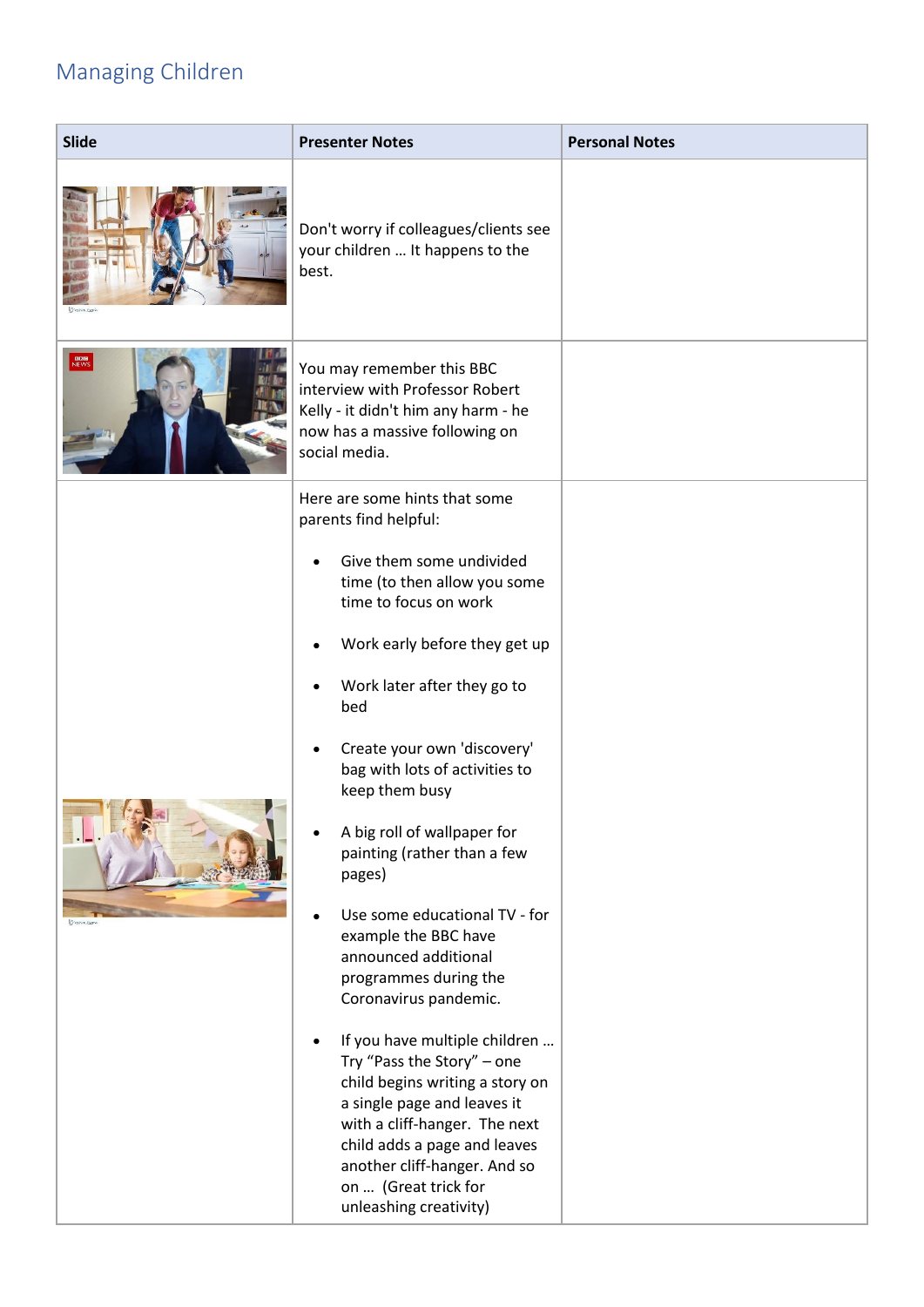## Managing Children

| Slide | Presenter Notes | Personal Notes |
|---|---|---|
| | Don't worry if colleagues/clients see your children … It happens to the best. | |
| | You may remember this BBC interview with Professor Robert Kelly - it didn't him any harm - he now has a massive following on social media. | |
| | Here are some hints that some parents find helpful:<br><br>• Give them some undivided time (to then allow you some time to focus on work<br><br>• Work early before they get up<br><br>• Work later after they go to bed<br><br>• Create your own 'discovery' bag with lots of activities to keep them busy<br><br>• A big roll of wallpaper for painting (rather than a few pages)<br><br>• Use some educational TV - for example the BBC have announced additional programmes during the Coronavirus pandemic.<br><br>• If you have multiple children … Try "Pass the Story" – one child begins writing a story on a single page and leaves it with a cliff-hanger. The next child adds a page and leaves another cliff-hanger. And so on … (Great trick for unleashing creativity) | |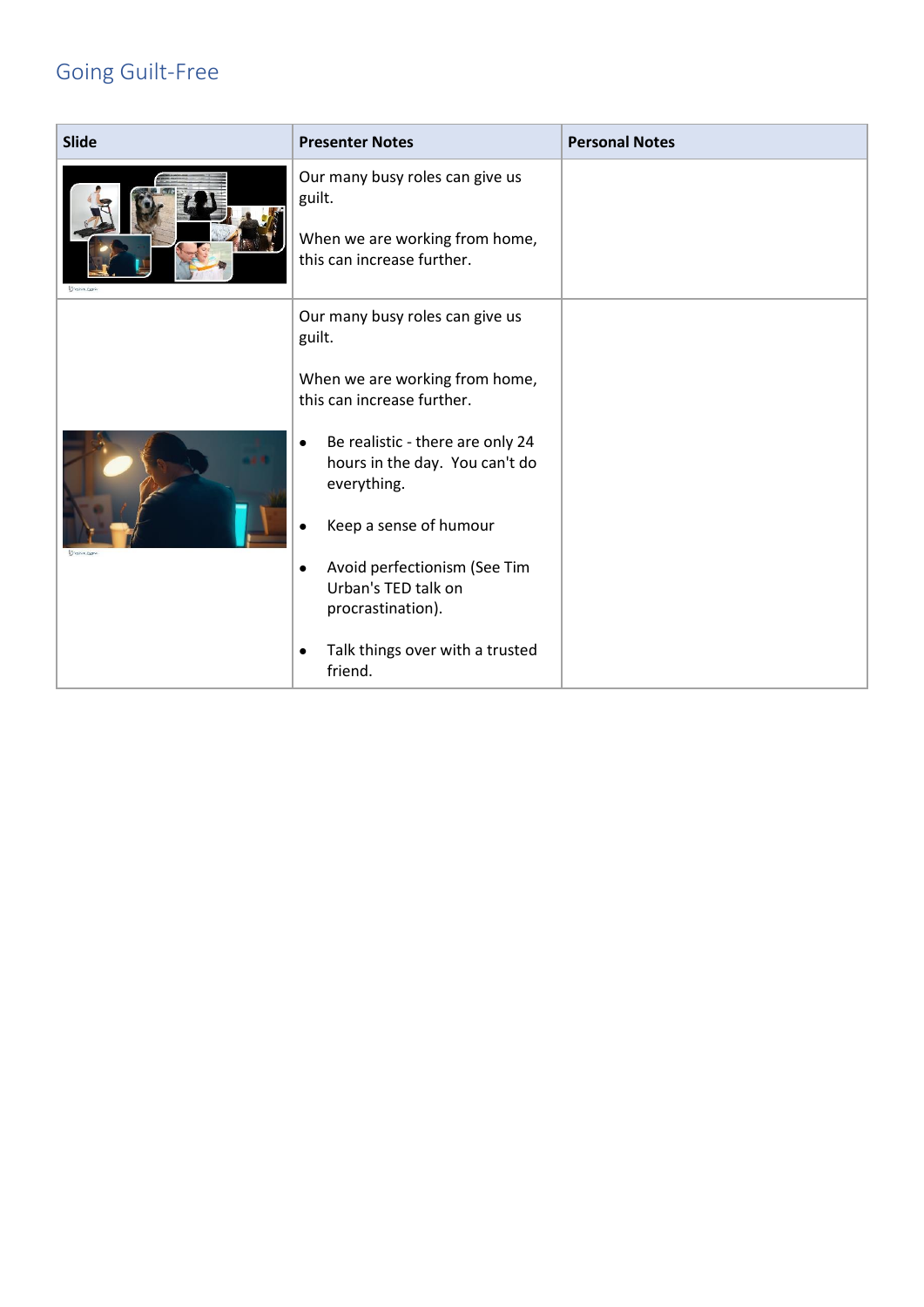## Going Guilt-Free

| Slide | Presenter Notes | Personal Notes |
| --- | --- | --- |
| | Our many busy roles can give us guilt.<br><br>When we are working from home, this can increase further. | |
| | Our many busy roles can give us guilt.<br><br>When we are working from home, this can increase further.<br><br>• Be realistic - there are only 24 hours in the day. You can't do everything.<br><br>• Keep a sense of humour<br><br>• Avoid perfectionism (See Tim Urban's TED talk on procrastination).<br><br>• Talk things over with a trusted friend. | |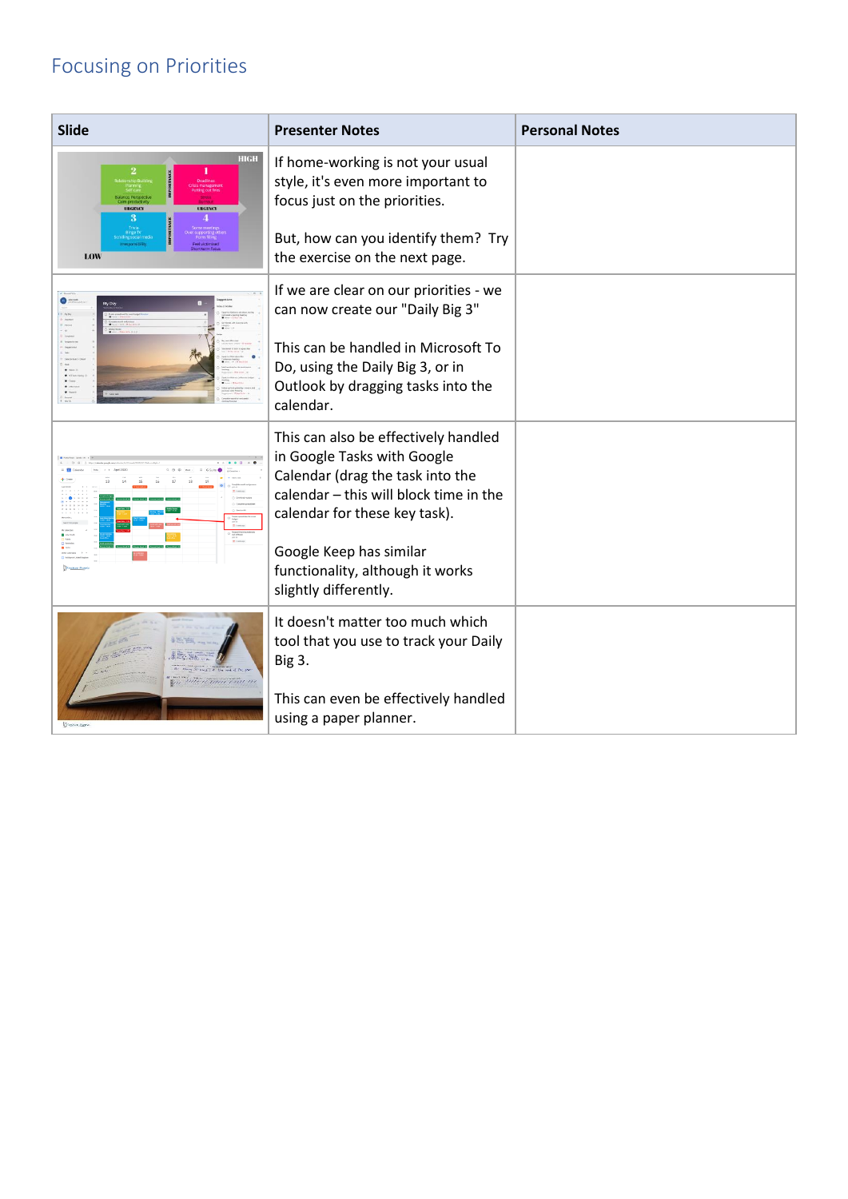## Focusing on Priorities

| Slide | Presenter Notes | Personal Notes |
|---|---|---|
| | If home-working is not your usual style, it's even more important to focus just on the priorities.<br><br>But, how can you identify them? Try the exercise on the next page. | |
| | If we are clear on our priorities - we can now create our "Daily Big 3"<br><br>This can be handled in Microsoft To Do, using the Daily Big 3, or in Outlook by dragging tasks into the calendar. | |
| | This can also be effectively handled in Google Tasks with Google Calendar (drag the task into the calendar – this will block time in the calendar for these key task).<br><br>Google Keep has similar functionality, although it works slightly differently. | |
| | It doesn't matter too much which tool that you use to track your Daily Big 3.<br><br>This can even be effectively handled using a paper planner. | |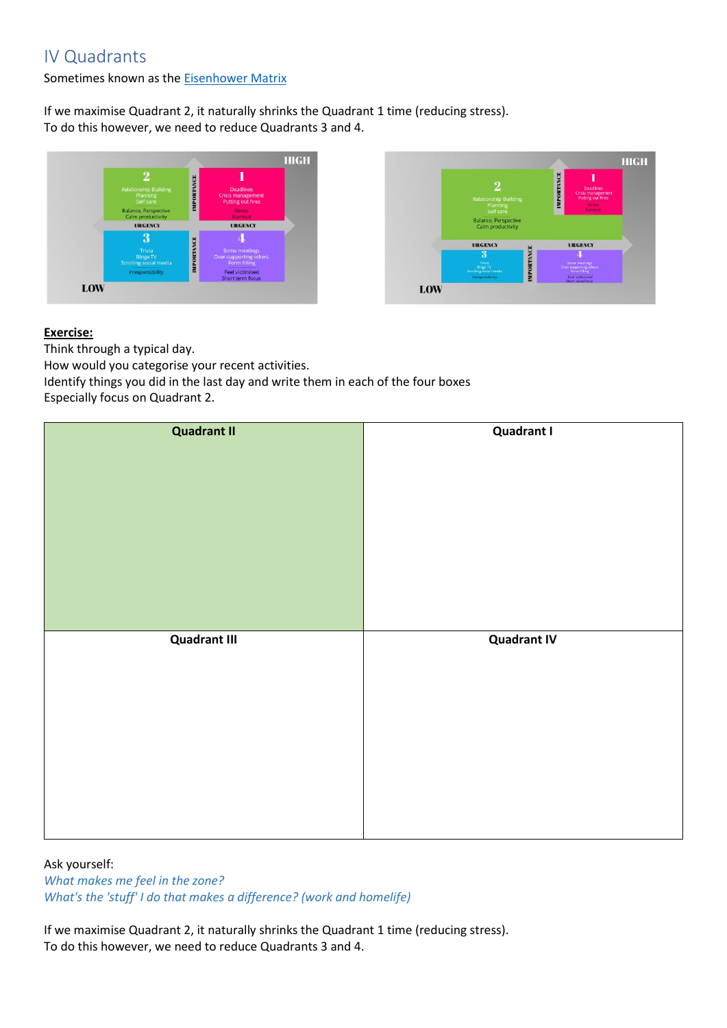# IV Quadrants

Sometimes known as the Eisenhower Matrix

If we maximise Quadrant 2, it naturally shrinks the Quadrant 1 time (reducing stress).
To do this however, we need to reduce Quadrants 3 and 4.

**Exercise:**

Think through a typical day.
How would you categorise your recent activities.
Identify things you did in the last day and write them in each of the four boxes
Especially focus on Quadrant 2.

| Quadrant II | Quadrant I |
| --- | --- |
| **Quadrant III** | **Quadrant IV** |
| | |

Ask yourself:

*What makes me feel in the zone?*
*What's the 'stuff' I do that makes a difference? (work and homelife)*

If we maximise Quadrant 2, it naturally shrinks the Quadrant 1 time (reducing stress).
To do this however, we need to reduce Quadrants 3 and 4.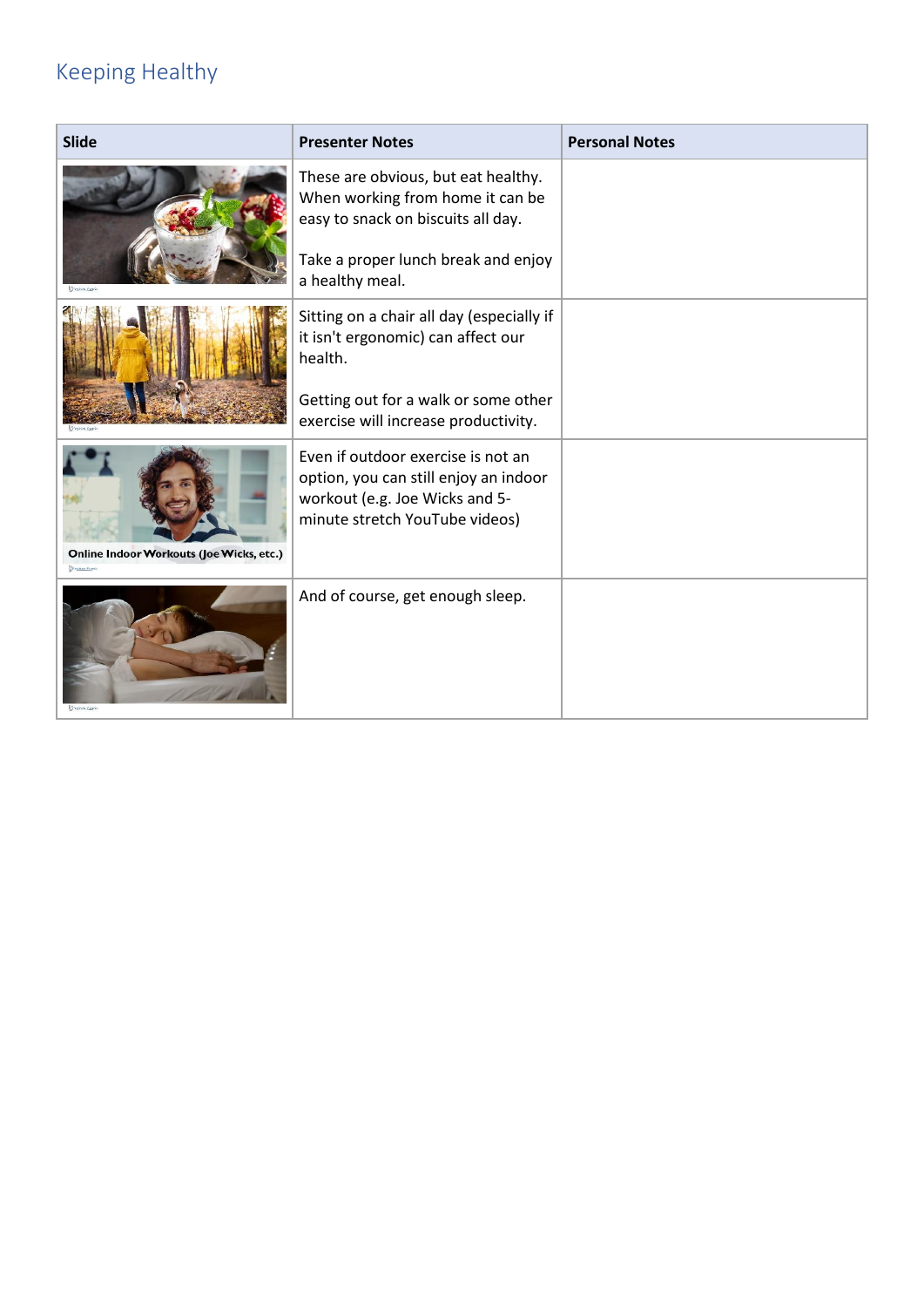## Keeping Healthy

| Slide | Presenter Notes | Personal Notes |
|---|---|---|
| | These are obvious, but eat healthy. When working from home it can be easy to snack on biscuits all day.<br><br>Take a proper lunch break and enjoy a healthy meal. | |
| | Sitting on a chair all day (especially if it isn't ergonomic) can affect our health.<br><br>Getting out for a walk or some other exercise will increase productivity. | |
| Online Indoor Workouts (Joe Wicks, etc.) | Even if outdoor exercise is not an option, you can still enjoy an indoor workout (e.g. Joe Wicks and 5-minute stretch YouTube videos) | |
| | And of course, get enough sleep. | |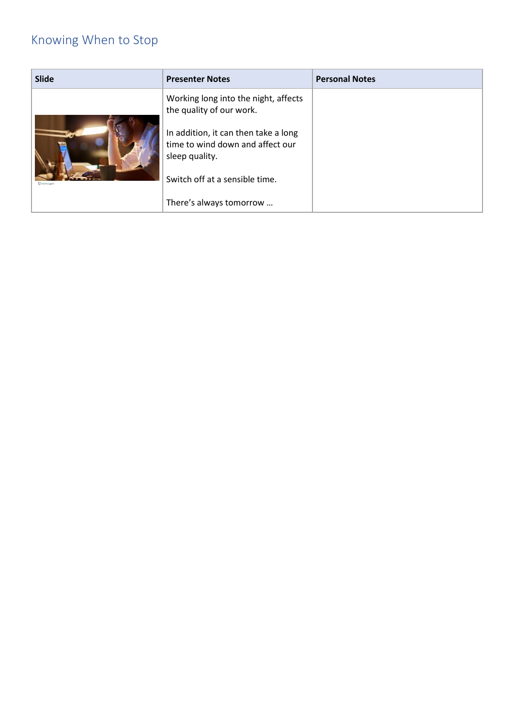## Knowing When to Stop

| Slide | Presenter Notes | Personal Notes |
|---|---|---|
| | Working long into the night, affects the quality of our work.<br><br>In addition, it can then take a long time to wind down and affect our sleep quality.<br><br>Switch off at a sensible time.<br><br>There's always tomorrow … | |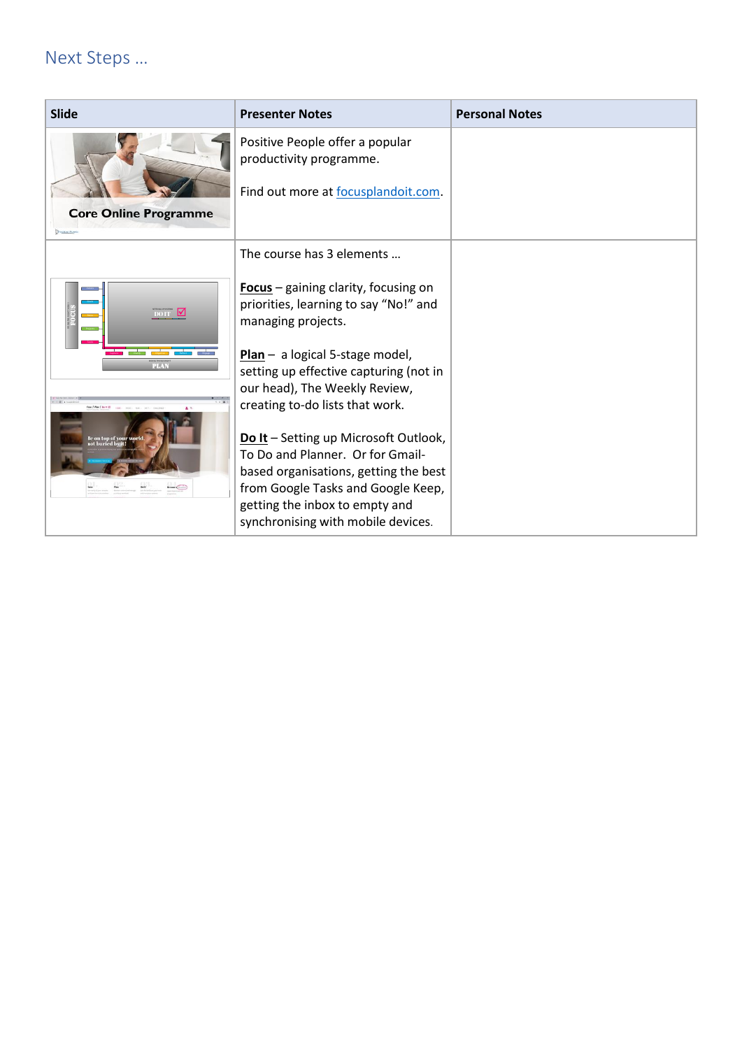## Next Steps …

| Slide | Presenter Notes | Personal Notes |
|---|---|---|
| Core Online Programme | Positive People offer a popular productivity programme.<br><br>Find out more at [focusplandoit.com](focusplandoit.com). | |
| | The course has 3 elements …<br><br>**Focus** – gaining clarity, focusing on priorities, learning to say "No!" and managing projects.<br><br>**Plan** – a logical 5-stage model, setting up effective capturing (not in our head), The Weekly Review, creating to-do lists that work.<br><br>**Do It** – Setting up Microsoft Outlook, To Do and Planner. Or for Gmail-based organisations, getting the best from Google Tasks and Google Keep, getting the inbox to empty and synchronising with mobile devices. | |